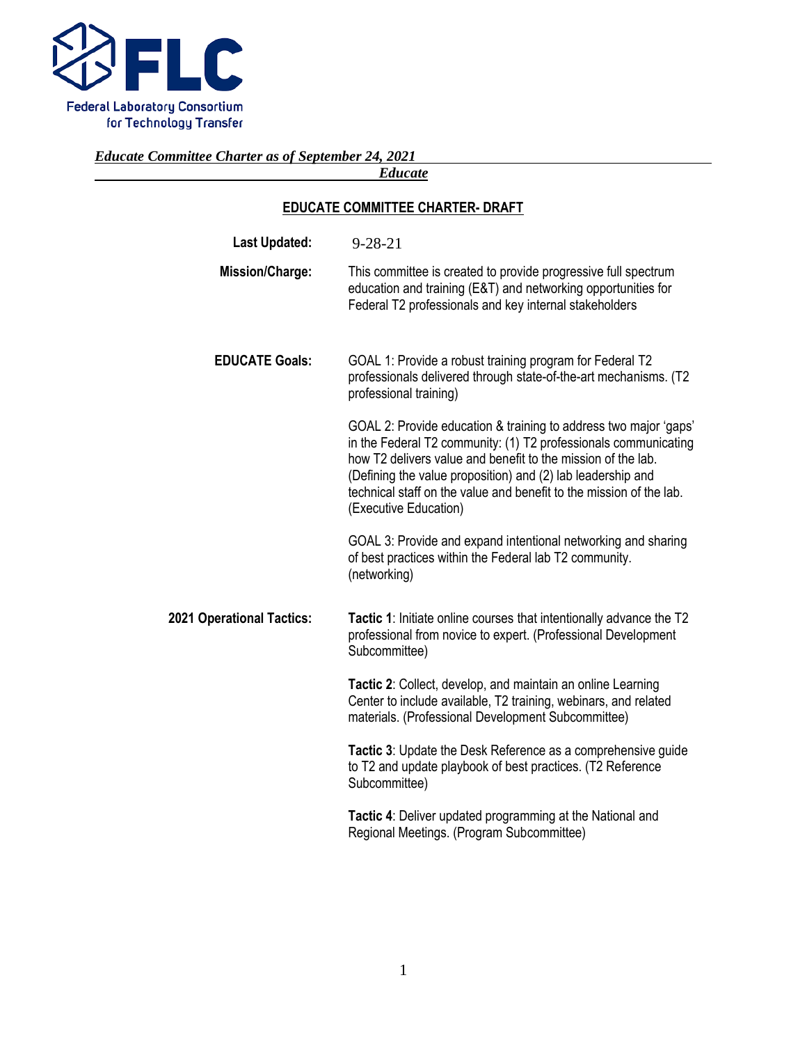Federal Laboratory Consortium for Technology Transfer

*Educate Committee Charter as of September 24, 2021*

*Educate*

## EDUCATE COMMITTEE CHARTER- DRAFT

**Last Updated:** 9-28-21

**Mission/Charge:** This committee is created to provide progressive full spectrum education and training (E&T) and networking opportunities for Federal T2 professionals and key internal stakeholders

**EDUCATE Goals:**

GOAL 1: Provide a robust training program for Federal T2 professionals delivered through state-of-the-art mechanisms. (T2 professional training)

GOAL 2: Provide education & training to address two major 'gaps' in the Federal T2 community: (1) T2 professionals communicating how T2 delivers value and benefit to the mission of the lab. (Defining the value proposition) and (2) lab leadership and technical staff on the value and benefit to the mission of the lab. (Executive Education)

GOAL 3: Provide and expand intentional networking and sharing of best practices within the Federal lab T2 community. (networking)

**2021 Operational Tactics:**

**Tactic 1**: Initiate online courses that intentionally advance the T2 professional from novice to expert. (Professional Development Subcommittee)

**Tactic 2**: Collect, develop, and maintain an online Learning Center to include available, T2 training, webinars, and related materials. (Professional Development Subcommittee)

**Tactic 3**: Update the Desk Reference as a comprehensive guide to T2 and update playbook of best practices. (T2 Reference Subcommittee)

**Tactic 4**: Deliver updated programming at the National and Regional Meetings. (Program Subcommittee)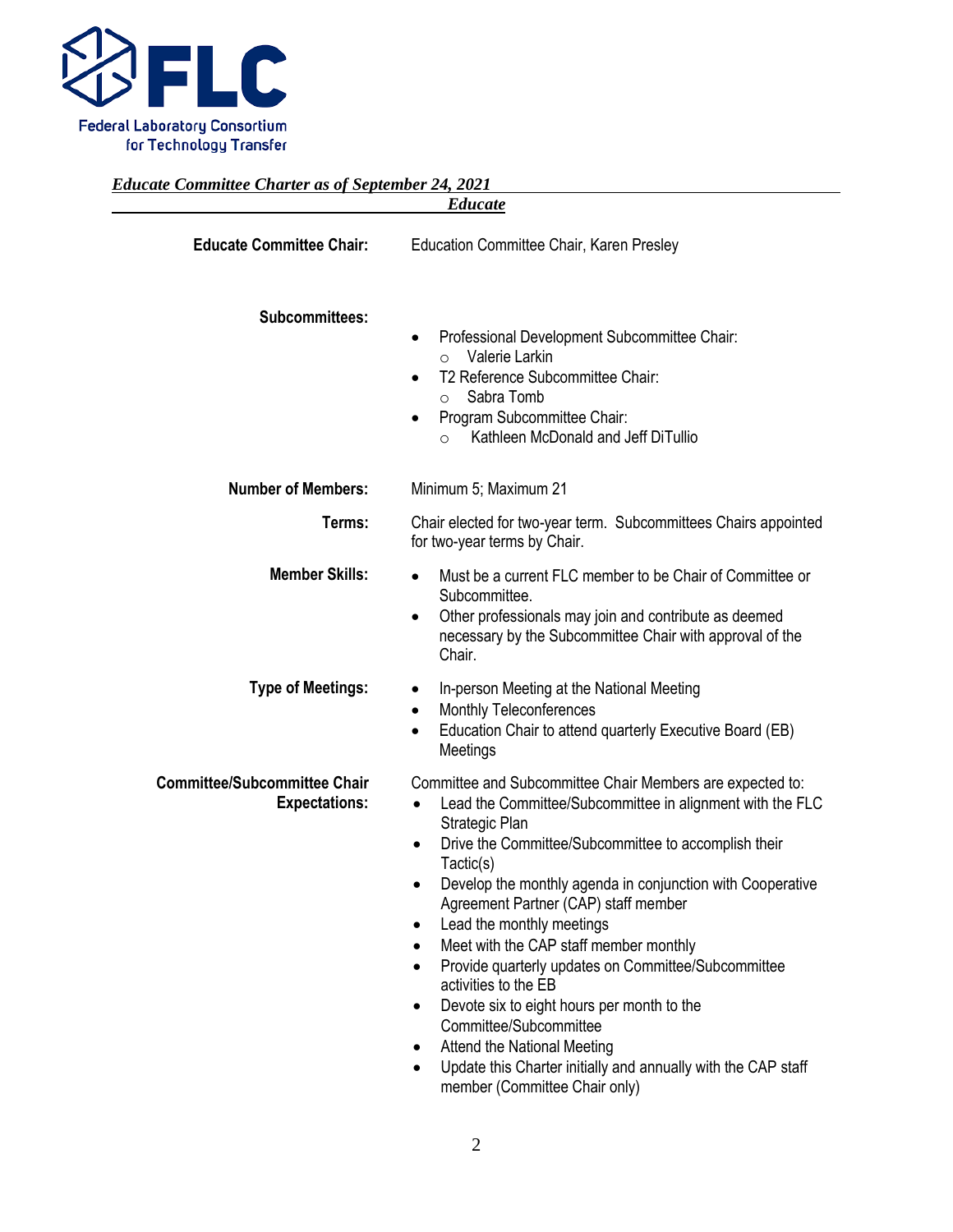Federal Laboratory Consortium for Technology Transfer

*Educate Committee Charter as of September 24, 2021*

## *Educate*

**Educate Committee Chair:** Education Committee Chair, Karen Presley

**Subcommittees:**

- Professional Development Subcommittee Chair:
  - Valerie Larkin
- T2 Reference Subcommittee Chair:
  - Sabra Tomb
- Program Subcommittee Chair:
  - Kathleen McDonald and Jeff DiTullio

**Number of Members:** Minimum 5; Maximum 21

**Terms:** Chair elected for two-year term. Subcommittees Chairs appointed for two-year terms by Chair.

**Member Skills:**

- Must be a current FLC member to be Chair of Committee or Subcommittee.
- Other professionals may join and contribute as deemed necessary by the Subcommittee Chair with approval of the Chair.

**Type of Meetings:**

- In-person Meeting at the National Meeting
- Monthly Teleconferences
- Education Chair to attend quarterly Executive Board (EB) Meetings

**Committee/Subcommittee Chair Expectations:**

Committee and Subcommittee Chair Members are expected to:

- Lead the Committee/Subcommittee in alignment with the FLC Strategic Plan
- Drive the Committee/Subcommittee to accomplish their Tactic(s)
- Develop the monthly agenda in conjunction with Cooperative Agreement Partner (CAP) staff member
- Lead the monthly meetings
- Meet with the CAP staff member monthly
- Provide quarterly updates on Committee/Subcommittee activities to the EB
- Devote six to eight hours per month to the Committee/Subcommittee
- Attend the National Meeting
- Update this Charter initially and annually with the CAP staff member (Committee Chair only)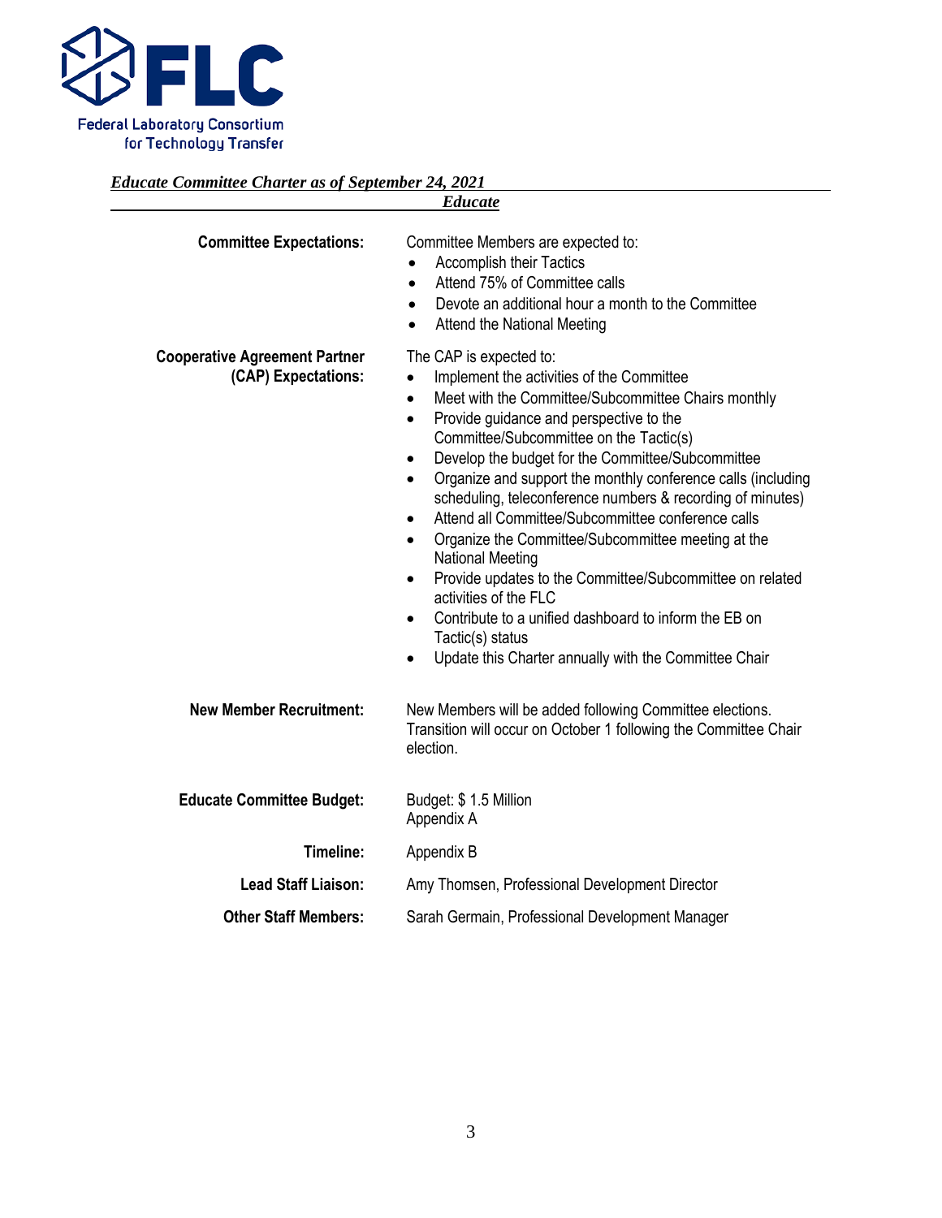*Educate Committee Charter as of September 24, 2021*

***Educate***

**Committee Expectations:**

Committee Members are expected to:

- Accomplish their Tactics
- Attend 75% of Committee calls
- Devote an additional hour a month to the Committee
- Attend the National Meeting

**Cooperative Agreement Partner (CAP) Expectations:**

The CAP is expected to:

- Implement the activities of the Committee
- Meet with the Committee/Subcommittee Chairs monthly
- Provide guidance and perspective to the Committee/Subcommittee on the Tactic(s)
- Develop the budget for the Committee/Subcommittee
- Organize and support the monthly conference calls (including scheduling, teleconference numbers & recording of minutes)
- Attend all Committee/Subcommittee conference calls
- Organize the Committee/Subcommittee meeting at the National Meeting
- Provide updates to the Committee/Subcommittee on related activities of the FLC
- Contribute to a unified dashboard to inform the EB on Tactic(s) status
- Update this Charter annually with the Committee Chair

**New Member Recruitment:**

New Members will be added following Committee elections. Transition will occur on October 1 following the Committee Chair election.

**Educate Committee Budget:**

Budget: $ 1.5 Million
Appendix A

**Timeline:** Appendix B

**Lead Staff Liaison:** Amy Thomsen, Professional Development Director

**Other Staff Members:** Sarah Germain, Professional Development Manager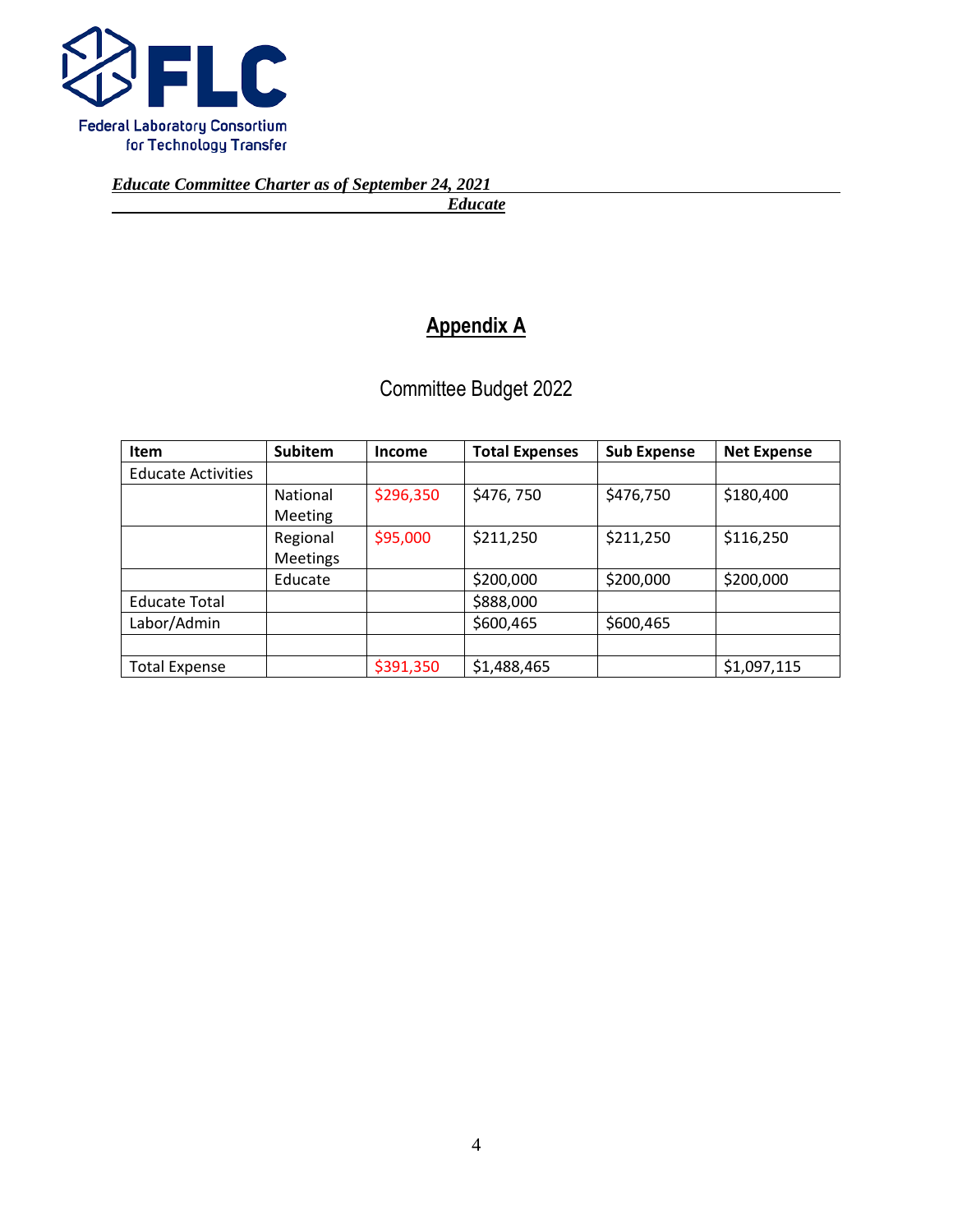## Appendix A

Committee Budget 2022

| Item | Subitem | Income | Total Expenses | Sub Expense | Net Expense |
|---|---|---|---|---|---|
| Educate Activities | | | | | |
| | National Meeting | $296,350 | $476, 750 | $476,750 | $180,400 |
| | Regional Meetings | $95,000 | $211,250 | $211,250 | $116,250 |
| | Educate | | $200,000 | $200,000 | $200,000 |
| Educate Total | | | $888,000 | | |
| Labor/Admin | | | $600,465 | $600,465 | |
| | | | | | |
| Total Expense | | $391,350 | $1,488,465 | | $1,097,115 |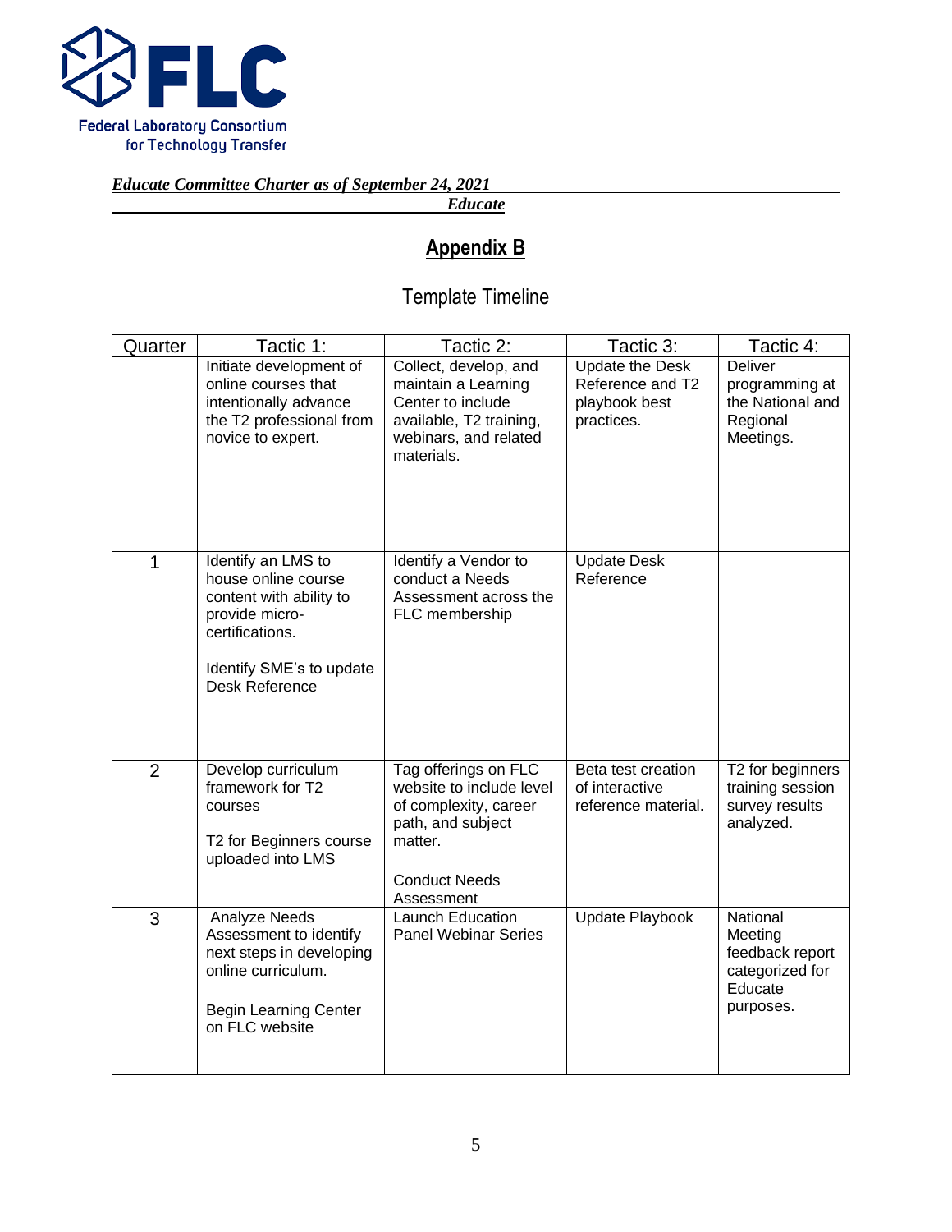*Educate Committee Charter as of September 24, 2021*

*Educate*

## Appendix B

### Template Timeline

| Quarter | Tactic 1: | Tactic 2: | Tactic 3: | Tactic 4: |
|---|---|---|---|---|
| | Initiate development of online courses that intentionally advance the T2 professional from novice to expert. | Collect, develop, and maintain a Learning Center to include available, T2 training, webinars, and related materials. | Update the Desk Reference and T2 playbook best practices. | Deliver programming at the National and Regional Meetings. |
| 1 | Identify an LMS to house online course content with ability to provide micro-certifications.<br><br>Identify SME's to update Desk Reference | Identify a Vendor to conduct a Needs Assessment across the FLC membership | Update Desk Reference | |
| 2 | Develop curriculum framework for T2 courses<br><br>T2 for Beginners course uploaded into LMS | Tag offerings on FLC website to include level of complexity, career path, and subject matter.<br><br>Conduct Needs Assessment | Beta test creation of interactive reference material. | T2 for beginners training session survey results analyzed. |
| 3 | Analyze Needs Assessment to identify next steps in developing online curriculum.<br><br>Begin Learning Center on FLC website | Launch Education Panel Webinar Series | Update Playbook | National Meeting feedback report categorized for Educate purposes. |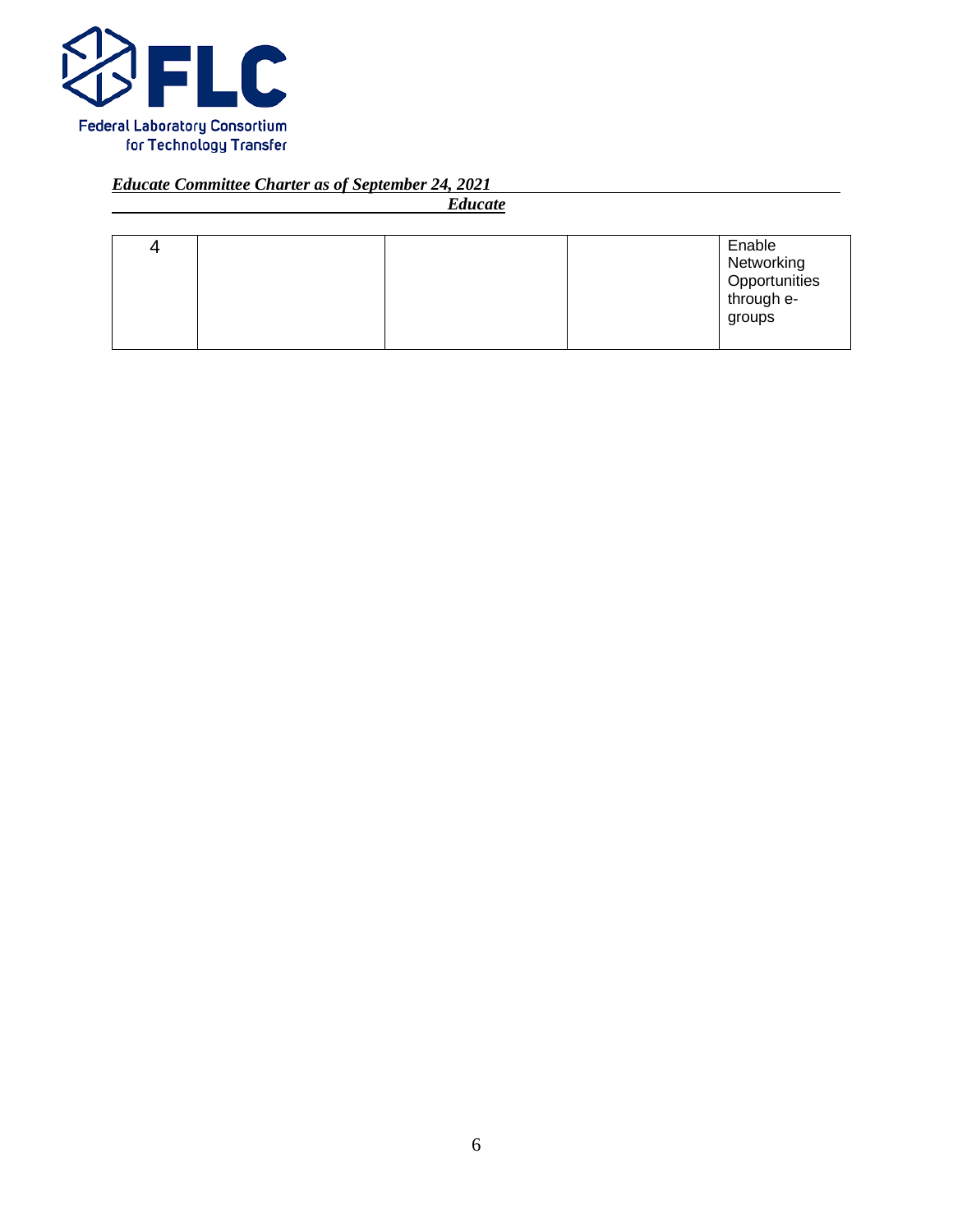| | | | | |
|---|---|---|---|---|
| 4 | | | | Enable Networking Opportunities through e-groups |